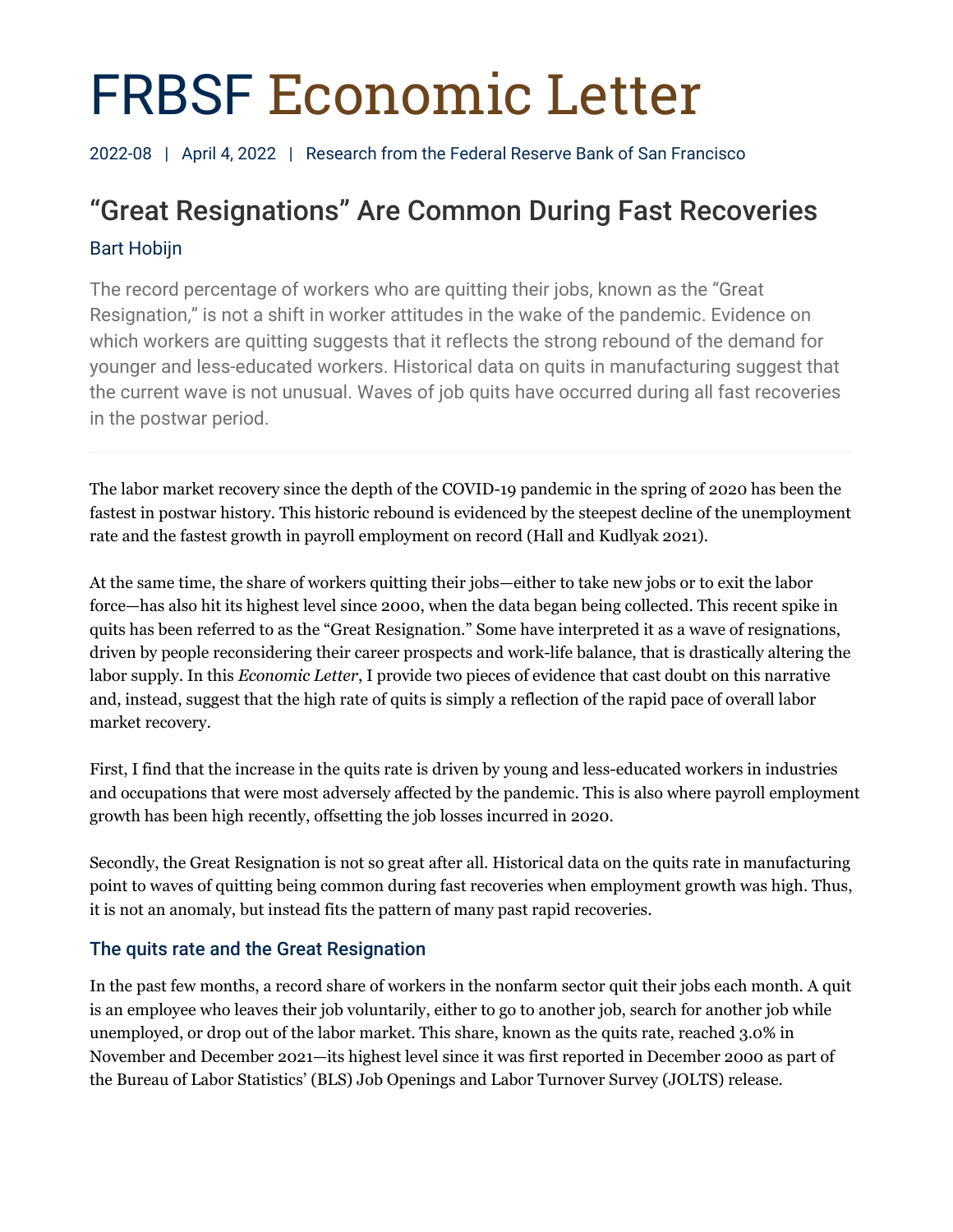# FRBSF Economic Letter

2022-08 | April 4, 2022 | Research from the Federal Reserve Bank of San Francisco

## "Great Resignations" Are Common During Fast Recoveries

Bart Hobijn

The record percentage of workers who are quitting their jobs, known as the "Great Resignation," is not a shift in worker attitudes in the wake of the pandemic. Evidence on which workers are quitting suggests that it reflects the strong rebound of the demand for younger and less-educated workers. Historical data on quits in manufacturing suggest that the current wave is not unusual. Waves of job quits have occurred during all fast recoveries in the postwar period.

---

The labor market recovery since the depth of the COVID-19 pandemic in the spring of 2020 has been the fastest in postwar history. This historic rebound is evidenced by the steepest decline of the unemployment rate and the fastest growth in payroll employment on record (Hall and Kudlyak 2021).

At the same time, the share of workers quitting their jobs—either to take new jobs or to exit the labor force—has also hit its highest level since 2000, when the data began being collected. This recent spike in quits has been referred to as the "Great Resignation." Some have interpreted it as a wave of resignations, driven by people reconsidering their career prospects and work-life balance, that is drastically altering the labor supply. In this *Economic Letter*, I provide two pieces of evidence that cast doubt on this narrative and, instead, suggest that the high rate of quits is simply a reflection of the rapid pace of overall labor market recovery.

First, I find that the increase in the quits rate is driven by young and less-educated workers in industries and occupations that were most adversely affected by the pandemic. This is also where payroll employment growth has been high recently, offsetting the job losses incurred in 2020.

Secondly, the Great Resignation is not so great after all. Historical data on the quits rate in manufacturing point to waves of quitting being common during fast recoveries when employment growth was high. Thus, it is not an anomaly, but instead fits the pattern of many past rapid recoveries.

### The quits rate and the Great Resignation

In the past few months, a record share of workers in the nonfarm sector quit their jobs each month. A quit is an employee who leaves their job voluntarily, either to go to another job, search for another job while unemployed, or drop out of the labor market. This share, known as the quits rate, reached 3.0% in November and December 2021—its highest level since it was first reported in December 2000 as part of the Bureau of Labor Statistics' (BLS) Job Openings and Labor Turnover Survey (JOLTS) release.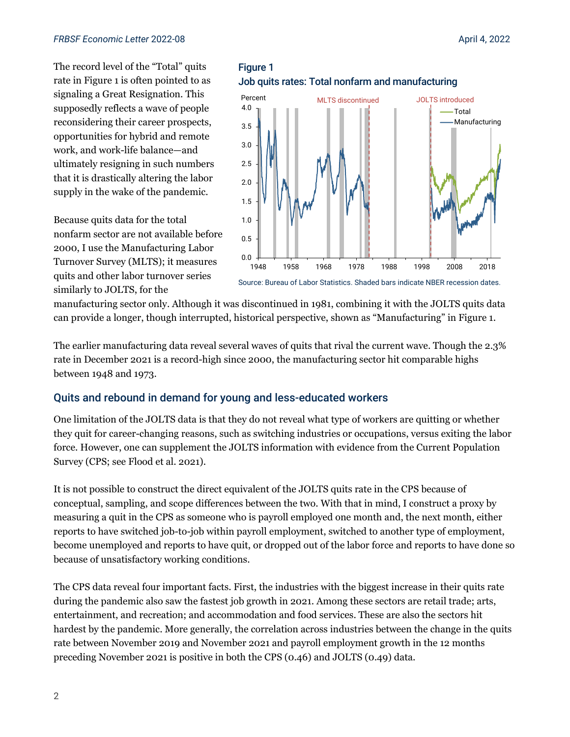The record level of the "Total" quits rate in Figure 1 is often pointed to as signaling a Great Resignation. This supposedly reflects a wave of people reconsidering their career prospects, opportunities for hybrid and remote work, and work-life balance—and ultimately resigning in such numbers that it is drastically altering the labor supply in the wake of the pandemic.

**Figure 1**
**Job quits rates: Total nonfarm and manufacturing**

Source: Bureau of Labor Statistics. Shaded bars indicate NBER recession dates.

Because quits data for the total nonfarm sector are not available before 2000, I use the Manufacturing Labor Turnover Survey (MLTS); it measures quits and other labor turnover series similarly to JOLTS, for the manufacturing sector only. Although it was discontinued in 1981, combining it with the JOLTS quits data can provide a longer, though interrupted, historical perspective, shown as "Manufacturing" in Figure 1.

The earlier manufacturing data reveal several waves of quits that rival the current wave. Though the 2.3% rate in December 2021 is a record-high since 2000, the manufacturing sector hit comparable highs between 1948 and 1973.

## Quits and rebound in demand for young and less-educated workers

One limitation of the JOLTS data is that they do not reveal what type of workers are quitting or whether they quit for career-changing reasons, such as switching industries or occupations, versus exiting the labor force. However, one can supplement the JOLTS information with evidence from the Current Population Survey (CPS; see Flood et al. 2021).

It is not possible to construct the direct equivalent of the JOLTS quits rate in the CPS because of conceptual, sampling, and scope differences between the two. With that in mind, I construct a proxy by measuring a quit in the CPS as someone who is payroll employed one month and, the next month, either reports to have switched job-to-job within payroll employment, switched to another type of employment, become unemployed and reports to have quit, or dropped out of the labor force and reports to have done so because of unsatisfactory working conditions.

The CPS data reveal four important facts. First, the industries with the biggest increase in their quits rate during the pandemic also saw the fastest job growth in 2021. Among these sectors are retail trade; arts, entertainment, and recreation; and accommodation and food services. These are also the sectors hit hardest by the pandemic. More generally, the correlation across industries between the change in the quits rate between November 2019 and November 2021 and payroll employment growth in the 12 months preceding November 2021 is positive in both the CPS (0.46) and JOLTS (0.49) data.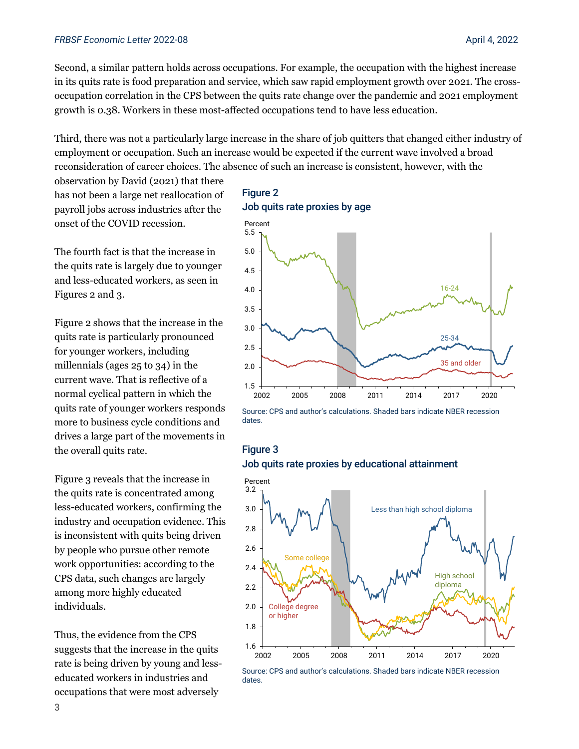Second, a similar pattern holds across occupations. For example, the occupation with the highest increase in its quits rate is food preparation and service, which saw rapid employment growth over 2021. The cross-occupation correlation in the CPS between the quits rate change over the pandemic and 2021 employment growth is 0.38. Workers in these most-affected occupations tend to have less education.

Third, there was not a particularly large increase in the share of job quitters that changed either industry of employment or occupation. Such an increase would be expected if the current wave involved a broad reconsideration of career choices. The absence of such an increase is consistent, however, with the observation by David (2021) that there has not been a large net reallocation of payroll jobs across industries after the onset of the COVID recession.

The fourth fact is that the increase in the quits rate is largely due to younger and less-educated workers, as seen in Figures 2 and 3.

Figure 2 shows that the increase in the quits rate is particularly pronounced for younger workers, including millennials (ages 25 to 34) in the current wave. That is reflective of a normal cyclical pattern in which the quits rate of younger workers responds more to business cycle conditions and drives a large part of the movements in the overall quits rate.

Figure 3 reveals that the increase in the quits rate is concentrated among less-educated workers, confirming the industry and occupation evidence. This is inconsistent with quits being driven by people who pursue other remote work opportunities: according to the CPS data, such changes are largely among more highly educated individuals.

Thus, the evidence from the CPS suggests that the increase in the quits rate is being driven by young and less-educated workers in industries and occupations that were most adversely

**Figure 2**
**Job quits rate proxies by age**

Source: CPS and author's calculations. Shaded bars indicate NBER recession dates.

**Figure 3**
**Job quits rate proxies by educational attainment**

Source: CPS and author's calculations. Shaded bars indicate NBER recession dates.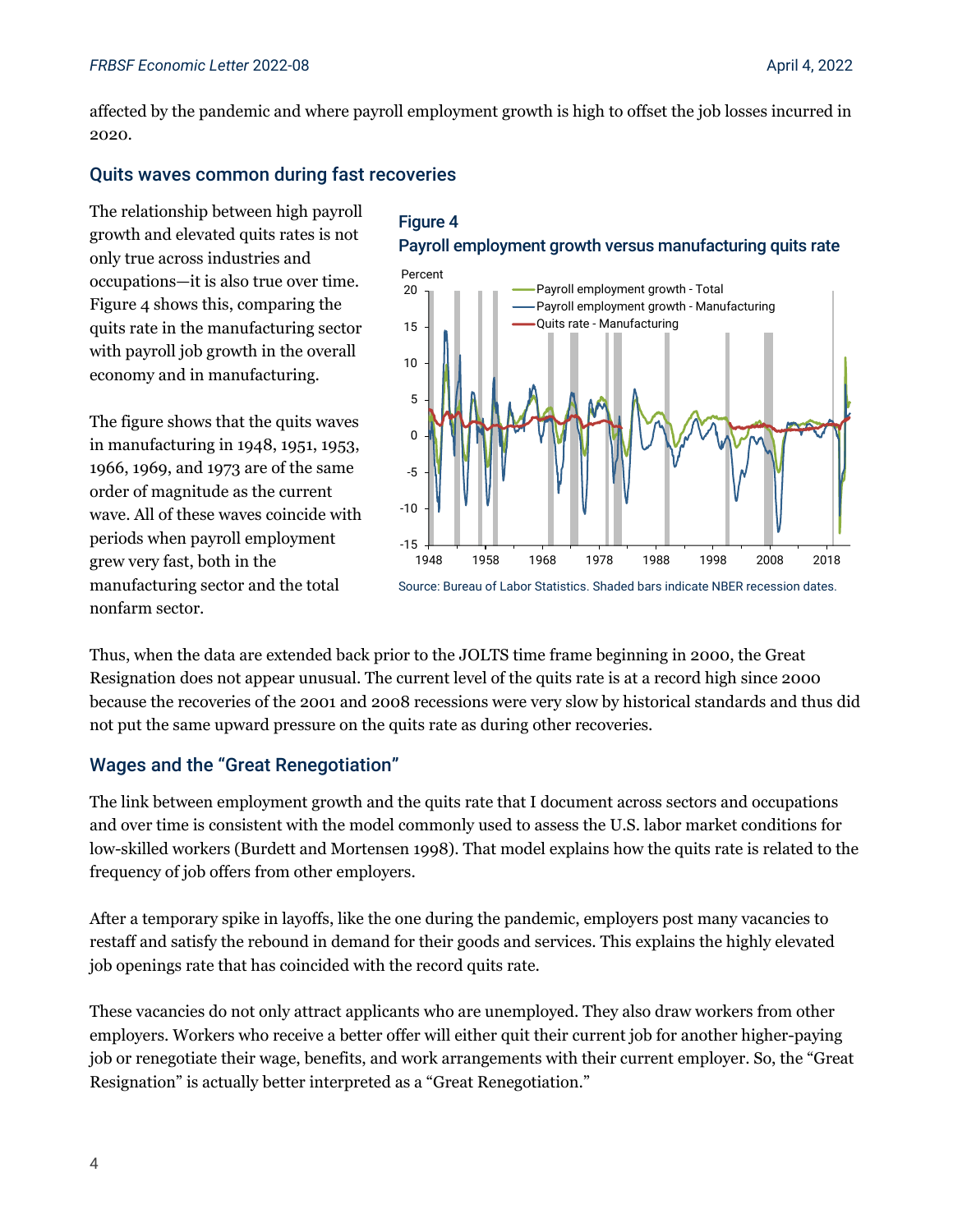affected by the pandemic and where payroll employment growth is high to offset the job losses incurred in 2020.

## Quits waves common during fast recoveries

The relationship between high payroll growth and elevated quits rates is not only true across industries and occupations—it is also true over time. Figure 4 shows this, comparing the quits rate in the manufacturing sector with payroll job growth in the overall economy and in manufacturing.

The figure shows that the quits waves in manufacturing in 1948, 1951, 1953, 1966, 1969, and 1973 are of the same order of magnitude as the current wave. All of these waves coincide with periods when payroll employment grew very fast, both in the manufacturing sector and the total nonfarm sector.

**Figure 4**
**Payroll employment growth versus manufacturing quits rate**

Source: Bureau of Labor Statistics. Shaded bars indicate NBER recession dates.

Thus, when the data are extended back prior to the JOLTS time frame beginning in 2000, the Great Resignation does not appear unusual. The current level of the quits rate is at a record high since 2000 because the recoveries of the 2001 and 2008 recessions were very slow by historical standards and thus did not put the same upward pressure on the quits rate as during other recoveries.

## Wages and the "Great Renegotiation"

The link between employment growth and the quits rate that I document across sectors and occupations and over time is consistent with the model commonly used to assess the U.S. labor market conditions for low-skilled workers (Burdett and Mortensen 1998). That model explains how the quits rate is related to the frequency of job offers from other employers.

After a temporary spike in layoffs, like the one during the pandemic, employers post many vacancies to restaff and satisfy the rebound in demand for their goods and services. This explains the highly elevated job openings rate that has coincided with the record quits rate.

These vacancies do not only attract applicants who are unemployed. They also draw workers from other employers. Workers who receive a better offer will either quit their current job for another higher-paying job or renegotiate their wage, benefits, and work arrangements with their current employer. So, the "Great Resignation" is actually better interpreted as a "Great Renegotiation."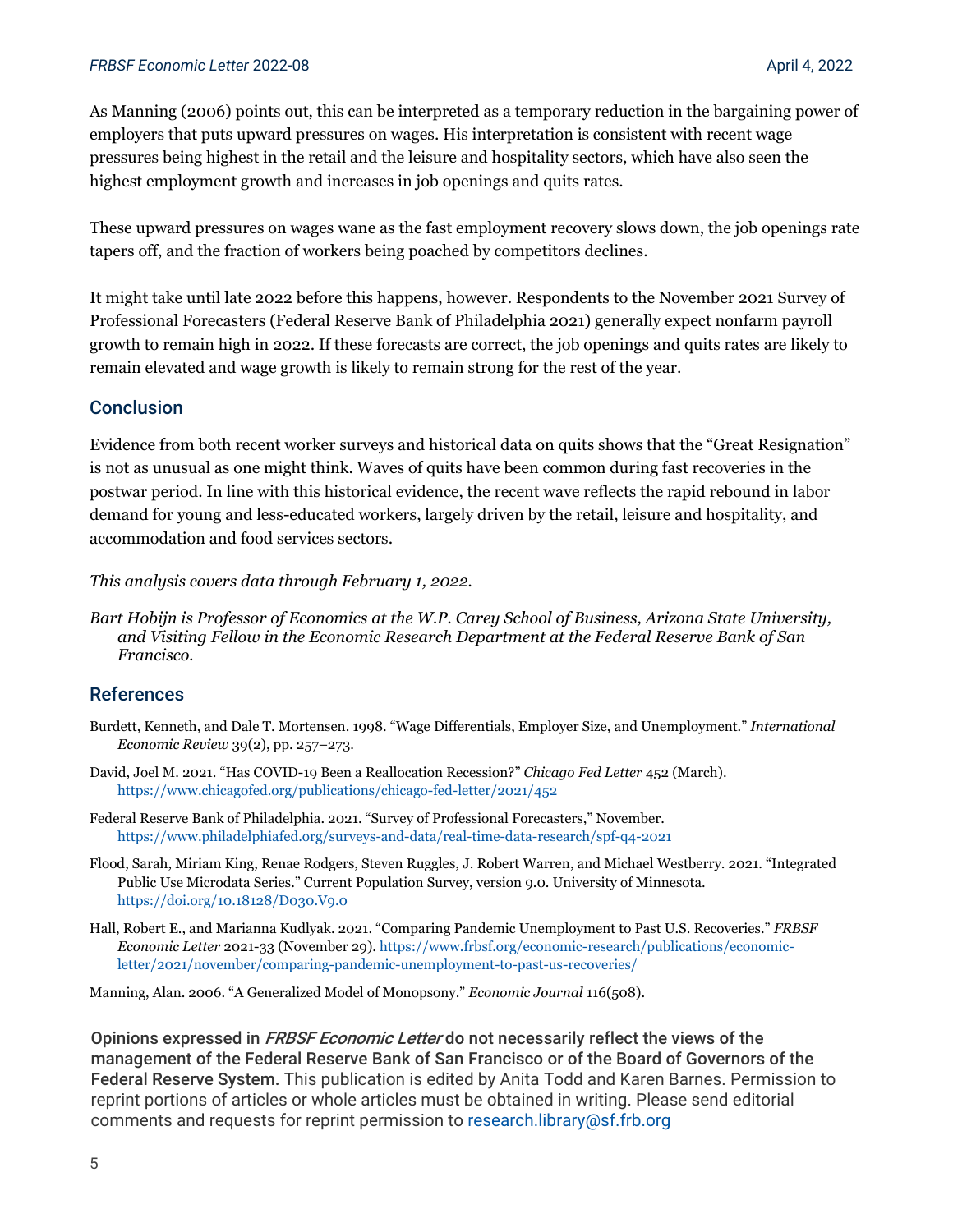As Manning (2006) points out, this can be interpreted as a temporary reduction in the bargaining power of employers that puts upward pressures on wages. His interpretation is consistent with recent wage pressures being highest in the retail and the leisure and hospitality sectors, which have also seen the highest employment growth and increases in job openings and quits rates.

These upward pressures on wages wane as the fast employment recovery slows down, the job openings rate tapers off, and the fraction of workers being poached by competitors declines.

It might take until late 2022 before this happens, however. Respondents to the November 2021 Survey of Professional Forecasters (Federal Reserve Bank of Philadelphia 2021) generally expect nonfarm payroll growth to remain high in 2022. If these forecasts are correct, the job openings and quits rates are likely to remain elevated and wage growth is likely to remain strong for the rest of the year.

## Conclusion

Evidence from both recent worker surveys and historical data on quits shows that the "Great Resignation" is not as unusual as one might think. Waves of quits have been common during fast recoveries in the postwar period. In line with this historical evidence, the recent wave reflects the rapid rebound in labor demand for young and less-educated workers, largely driven by the retail, leisure and hospitality, and accommodation and food services sectors.

*This analysis covers data through February 1, 2022.*

*Bart Hobijn is Professor of Economics at the W.P. Carey School of Business, Arizona State University, and Visiting Fellow in the Economic Research Department at the Federal Reserve Bank of San Francisco.*

## References

Burdett, Kenneth, and Dale T. Mortensen. 1998. "Wage Differentials, Employer Size, and Unemployment." *International Economic Review* 39(2), pp. 257–273.

David, Joel M. 2021. "Has COVID-19 Been a Reallocation Recession?" *Chicago Fed Letter* 452 (March). https://www.chicagofed.org/publications/chicago-fed-letter/2021/452

Federal Reserve Bank of Philadelphia. 2021. "Survey of Professional Forecasters," November. https://www.philadelphiafed.org/surveys-and-data/real-time-data-research/spf-q4-2021

Flood, Sarah, Miriam King, Renae Rodgers, Steven Ruggles, J. Robert Warren, and Michael Westberry. 2021. "Integrated Public Use Microdata Series." Current Population Survey, version 9.0. University of Minnesota. https://doi.org/10.18128/D030.V9.0

Hall, Robert E., and Marianna Kudlyak. 2021. "Comparing Pandemic Unemployment to Past U.S. Recoveries." *FRBSF Economic Letter* 2021-33 (November 29). https://www.frbsf.org/economic-research/publications/economic-letter/2021/november/comparing-pandemic-unemployment-to-past-us-recoveries/

Manning, Alan. 2006. "A Generalized Model of Monopsony." *Economic Journal* 116(508).

**Opinions expressed in *FRBSF Economic Letter* do not necessarily reflect the views of the management of the Federal Reserve Bank of San Francisco or of the Board of Governors of the Federal Reserve System.** This publication is edited by Anita Todd and Karen Barnes. Permission to reprint portions of articles or whole articles must be obtained in writing. Please send editorial comments and requests for reprint permission to research.library@sf.frb.org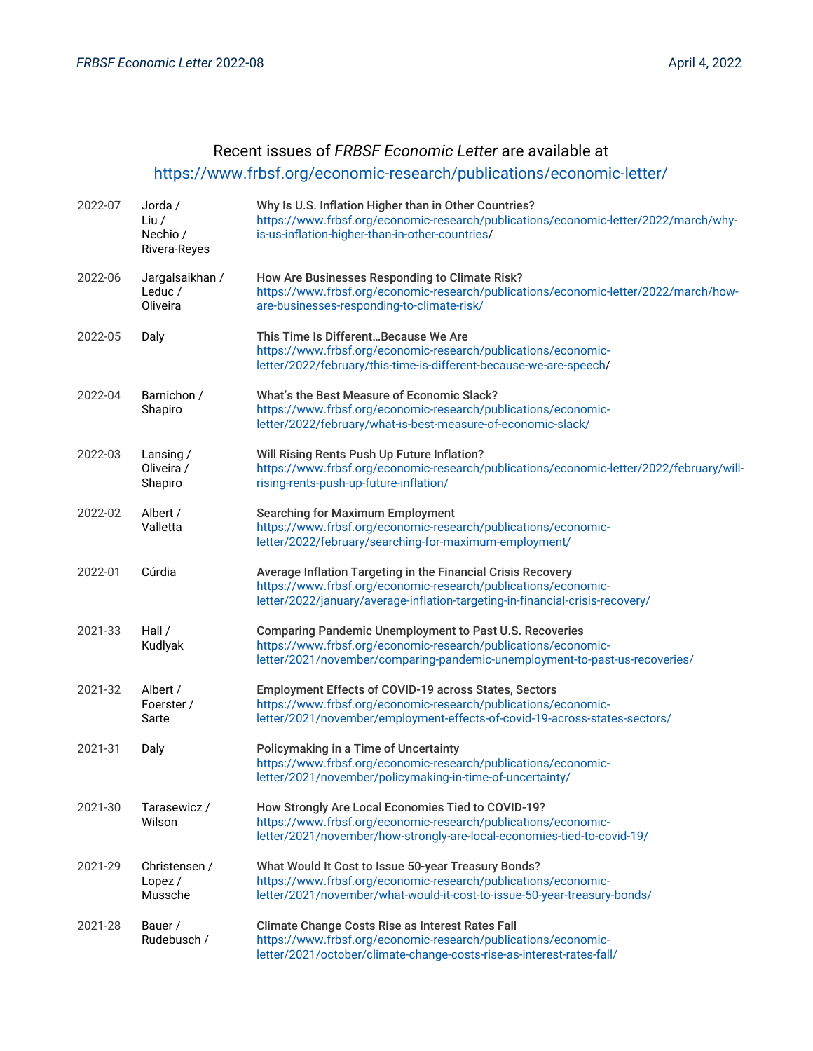Recent issues of *FRBSF Economic Letter* are available at
https://www.frbsf.org/economic-research/publications/economic-letter/

| | | |
|---|---|---|
| 2022-07 | Jorda / Liu / Nechio / Rivera-Reyes | **Why Is U.S. Inflation Higher than in Other Countries?** https://www.frbsf.org/economic-research/publications/economic-letter/2022/march/why-is-us-inflation-higher-than-in-other-countries/ |
| 2022-06 | Jargalsaikhan / Leduc / Oliveira | **How Are Businesses Responding to Climate Risk?** https://www.frbsf.org/economic-research/publications/economic-letter/2022/march/how-are-businesses-responding-to-climate-risk/ |
| 2022-05 | Daly | **This Time Is Different…Because We Are** https://www.frbsf.org/economic-research/publications/economic-letter/2022/february/this-time-is-different-because-we-are-speech/ |
| 2022-04 | Barnichon / Shapiro | **What's the Best Measure of Economic Slack?** https://www.frbsf.org/economic-research/publications/economic-letter/2022/february/what-is-best-measure-of-economic-slack/ |
| 2022-03 | Lansing / Oliveira / Shapiro | **Will Rising Rents Push Up Future Inflation?** https://www.frbsf.org/economic-research/publications/economic-letter/2022/february/will-rising-rents-push-up-future-inflation/ |
| 2022-02 | Albert / Valletta | **Searching for Maximum Employment** https://www.frbsf.org/economic-research/publications/economic-letter/2022/february/searching-for-maximum-employment/ |
| 2022-01 | Cúrdia | **Average Inflation Targeting in the Financial Crisis Recovery** https://www.frbsf.org/economic-research/publications/economic-letter/2022/january/average-inflation-targeting-in-financial-crisis-recovery/ |
| 2021-33 | Hall / Kudlyak | **Comparing Pandemic Unemployment to Past U.S. Recoveries** https://www.frbsf.org/economic-research/publications/economic-letter/2021/november/comparing-pandemic-unemployment-to-past-us-recoveries/ |
| 2021-32 | Albert / Foerster / Sarte | **Employment Effects of COVID-19 across States, Sectors** https://www.frbsf.org/economic-research/publications/economic-letter/2021/november/employment-effects-of-covid-19-across-states-sectors/ |
| 2021-31 | Daly | **Policymaking in a Time of Uncertainty** https://www.frbsf.org/economic-research/publications/economic-letter/2021/november/policymaking-in-time-of-uncertainty/ |
| 2021-30 | Tarasewicz / Wilson | **How Strongly Are Local Economies Tied to COVID-19?** https://www.frbsf.org/economic-research/publications/economic-letter/2021/november/how-strongly-are-local-economies-tied-to-covid-19/ |
| 2021-29 | Christensen / Lopez / Mussche | **What Would It Cost to Issue 50-year Treasury Bonds?** https://www.frbsf.org/economic-research/publications/economic-letter/2021/november/what-would-it-cost-to-issue-50-year-treasury-bonds/ |
| 2021-28 | Bauer / Rudebusch / | **Climate Change Costs Rise as Interest Rates Fall** https://www.frbsf.org/economic-research/publications/economic-letter/2021/october/climate-change-costs-rise-as-interest-rates-fall/ |